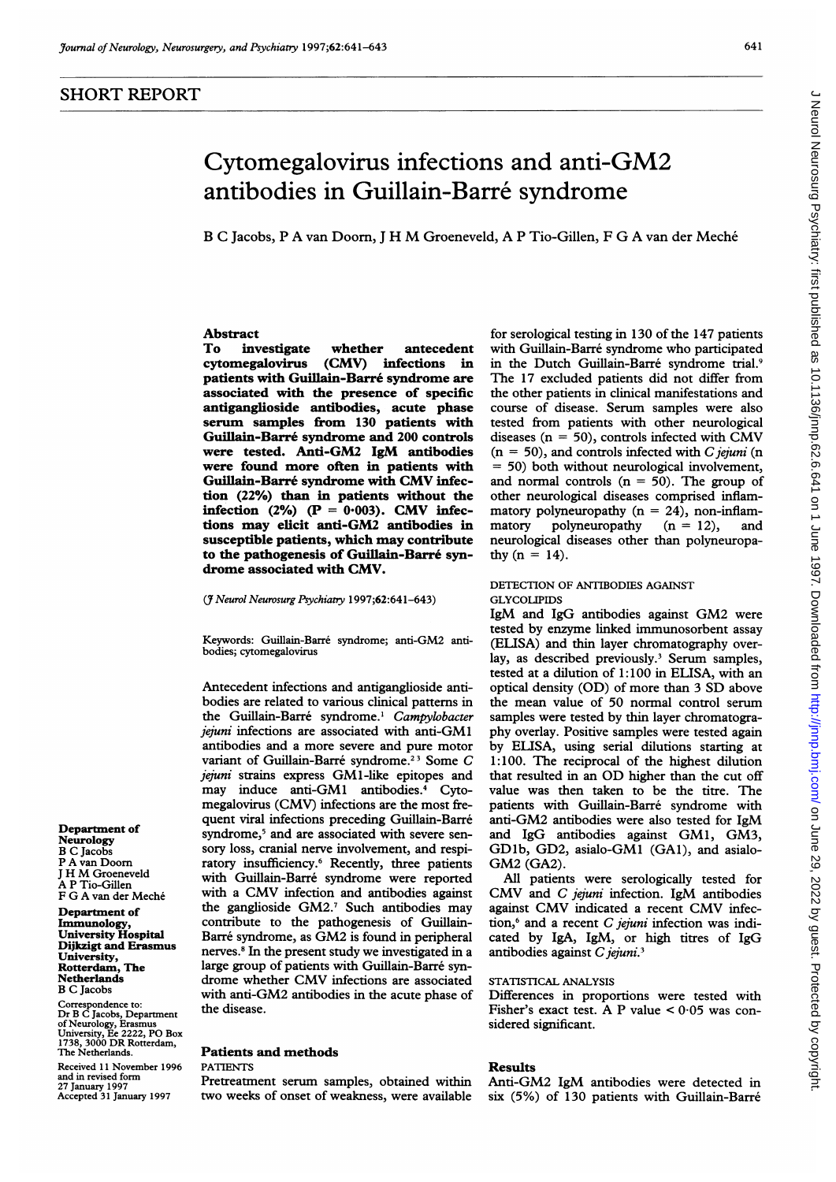## SHORT REPORT

# Cytomegalovirus infections and anti-GM2 antibodies in Guillain-Barré syndrome

B C Jacobs, P A van Doorn, J H M Groeneveld, A P Tio-Gillen, F G A van der Meché

### Abstract

**To investigate whether antecedent cytomegalovirus (CMV) infections in patients with Guillain-Barré syndrome are associated with the presence of specific antiganglioside antibodies, acute phase serum samples from 130 patients with Guillain-Barré syndrome and 200 controls were tested. Anti-GM2 IgM antibodies were found more often in patients with Guillain-Barré syndrome with CMV infection (22%) than in patients without the infection (2%) (P = 0·003). CMV infections may elicit anti-GM2 antibodies in susceptible patients, which may contribute to the pathogenesis of Guillain-Barré syndrome associated with CMV.**

(*J Neurol Neurosurg Psychiatry* 1997;**62**:641–643)

Keywords: Guillain-Barré syndrome; anti-GM2 antibodies; cytomegalovirus

Antecedent infections and antiganglioside antibodies are related to various clinical patterns in the Guillain-Barré syndrome.[1] *Campylobacter jejuni* infections are associated with anti-GM1 antibodies and a more severe and pure motor variant of Guillain-Barré syndrome.[2,3] Some *C jejuni* strains express GM1-like epitopes and may induce anti-GM1 antibodies.[4] Cytomegalovirus (CMV) infections are the most frequent viral infections preceding Guillain-Barré syndrome,[5] and are associated with severe sensory loss, cranial nerve involvement, and respiratory insufficiency.[6] Recently, three patients with Guillain-Barré syndrome were reported with a CMV infection and antibodies against the ganglioside GM2.[7] Such antibodies may contribute to the pathogenesis of Guillain-Barré syndrome, as GM2 is found in peripheral nerves.[8] In the present study we investigated in a large group of patients with Guillain-Barré syndrome whether CMV infections are associated with anti-GM2 antibodies in the acute phase of the disease.

## Patients and methods

### PATIENTS

Pretreatment serum samples, obtained within two weeks of onset of weakness, were available for serological testing in 130 of the 147 patients with Guillain-Barré syndrome who participated in the Dutch Guillain-Barré syndrome trial.[9] The 17 excluded patients did not differ from the other patients in clinical manifestations and course of disease. Serum samples were also tested from patients with other neurological diseases (n = 50), controls infected with CMV (n = 50), and controls infected with *C jejuni* (n = 50) both without neurological involvement, and normal controls (n = 50). The group of other neurological diseases comprised inflammatory polyneuropathy (n = 24), non-inflammatory polyneuropathy (n = 12), and neurological diseases other than polyneuropathy (n = 14).

### DETECTION OF ANTIBODIES AGAINST GLYCOLIPIDS

IgM and IgG antibodies against GM2 were tested by enzyme linked immunosorbent assay (ELISA) and thin layer chromatography overlay, as described previously.[3] Serum samples, tested at a dilution of 1:100 in ELISA, with an optical density (OD) of more than 3 SD above the mean value of 50 normal control serum samples were tested by thin layer chromatography overlay. Positive samples were tested again by ELISA, using serial dilutions starting at 1:100. The reciprocal of the highest dilution that resulted in an OD higher than the cut off value was then taken to be the titre. The patients with Guillain-Barré syndrome with anti-GM2 antibodies were also tested for IgM and IgG antibodies against GM1, GM3, GD1b, GD2, asialo-GM1 (GA1), and asialo-GM2 (GA2).

All patients were serologically tested for CMV and *C jejuni* infection. IgM antibodies against CMV indicated a recent CMV infection,[6] and a recent *C jejuni* infection was indicated by IgA, IgM, or high titres of IgG antibodies against *C jejuni*.[3]

### STATISTICAL ANALYSIS

Differences in proportions were tested with Fisher's exact test. A P value < 0·05 was considered significant.

## Results

Anti-GM2 IgM antibodies were detected in six (5%) of 130 patients with Guillain-Barré

Department of Neurology
B C Jacobs
P A van Doorn
J H M Groeneveld
A P Tio-Gillen
F G A van der Meché

Department of Immunology, University Hospital Dijkzigt and Erasmus University, Rotterdam, The Netherlands
B C Jacobs

Correspondence to: Dr B C Jacobs, Department of Neurology, Erasmus University, Ee 2222, PO Box 1738, 3000 DR Rotterdam, The Netherlands.

Received 11 November 1996 and in revised form 27 January 1997
Accepted 31 January 1997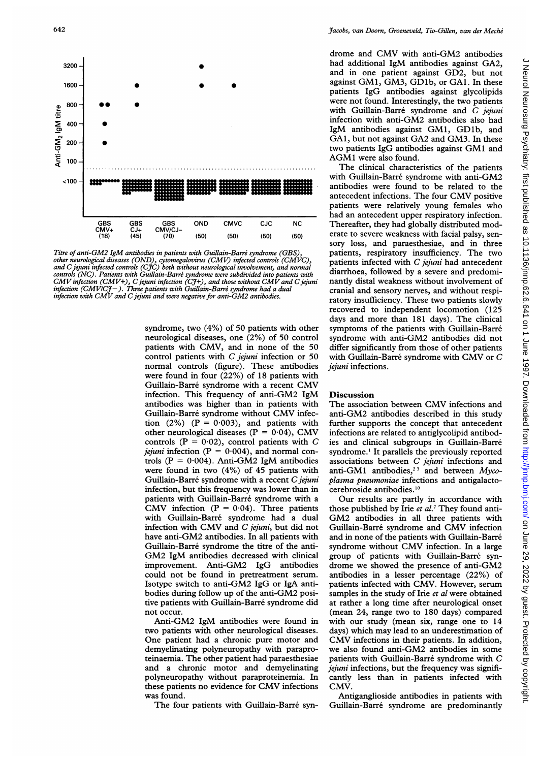Titre of anti-GM2 IgM antibodies in patients with Guillain-Barré syndrome (GBS), other neurological diseases (OND), cytomegalovirus (CMV) infected controls (CMVC), and C jejuni infected controls (CJC) both without neurological involvement, and normal controls (NC). Patients with Guillain-Barré syndrome were subdivided into patients with CMV infection (CMV+), C jejuni infection (CJ+), and those without CMV and C jejuni infection (CMV/CJ−). Three patients with Guillain-Barré syndrome had a dual infection with CMV and C jejuni and were negative for anti-GM2 antibodies.

syndrome, two (4%) of 50 patients with other neurological diseases, one (2%) of 50 control patients with CMV, and in none of the 50 control patients with *C jejuni* infection or 50 normal controls (figure). These antibodies were found in four (22%) of 18 patients with Guillain-Barré syndrome with a recent CMV infection. This frequency of anti-GM2 IgM antibodies was higher than in patients with Guillain-Barré syndrome without CMV infection (2%) ($P = 0.003$), and patients with other neurological diseases ($P = 0.04$), CMV controls ($P = 0.02$), control patients with *C jejuni* infection ($P = 0.004$), and normal controls ($P = 0.004$). Anti-GM2 IgM antibodies were found in two (4%) of 45 patients with Guillain-Barré syndrome with a recent *C jejuni* infection, but this frequency was lower than in patients with Guillain-Barré syndrome with a CMV infection ($P = 0.04$). Three patients with Guillain-Barré syndrome had a dual infection with CMV and *C jejuni*, but did not have anti-GM2 antibodies. In all patients with Guillain-Barré syndrome the titre of the anti-GM2 IgM antibodies decreased with clinical improvement. Anti-GM2 IgG antibodies could not be found in pretreatment serum. Isotype switch to anti-GM2 IgG or IgA antibodies during follow up of the anti-GM2 positive patients with Guillain-Barré syndrome did not occur.

Anti-GM2 IgM antibodies were found in two patients with other neurological diseases. One patient had a chronic pure motor and demyelinating polyneuropathy with paraproteinaemia. The other patient had paraesthesiae and a chronic motor and demyelinating polyneuropathy without paraproteinemia. In these patients no evidence for CMV infections was found.

The four patients with Guillain-Barré syndrome and CMV with anti-GM2 antibodies had additional IgM antibodies against GA2, and in one patient against GD2, but not against GM1, GM3, GD1b, or GA1. In these patients IgG antibodies against glycolipids were not found. Interestingly, the two patients with Guillain-Barré syndrome and *C jejuni* infection with anti-GM2 antibodies also had IgM antibodies against GM1, GD1b, and GA1, but not against GA2 and GM3. In these two patients IgG antibodies against GM1 and AGM1 were also found.

The clinical characteristics of the patients with Guillain-Barré syndrome with anti-GM2 antibodies were found to be related to the antecedent infections. The four CMV positive patients were relatively young females who had an antecedent upper respiratory infection. Thereafter, they had globally distributed moderate to severe weakness with facial palsy, sensory loss, and paraesthesiae, and in three patients, respiratory insufficiency. The two patients infected with *C jejuni* had antecedent diarrhoea, followed by a severe and predominantly distal weakness without involvement of cranial and sensory nerves, and without respiratory insufficiency. These two patients slowly recovered to independent locomotion (125 days and more than 181 days). The clinical symptoms of the patients with Guillain-Barré syndrome with anti-GM2 antibodies did not differ significantly from those of other patients with Guillain-Barré syndrome with CMV or *C jejuni* infections.

## Discussion

The association between CMV infections and anti-GM2 antibodies described in this study further supports the concept that antecedent infections are related to antiglycolipid antibodies and clinical subgroups in Guillain-Barré syndrome.[1] It parallels the previously reported associations between *C jejuni* infections and anti-GM1 antibodies,[2,3] and between *Mycoplasma pneumoniae* infections and antigalactocerebroside antibodies.[10]

Our results are partly in accordance with those published by Irie *et al*.[7] They found anti-GM2 antibodies in all three patients with Guillain-Barré syndrome and CMV infection and in none of the patients with Guillain-Barré syndrome without CMV infection. In a large group of patients with Guillain-Barré syndrome we showed the presence of anti-GM2 antibodies in a lesser percentage (22%) of patients infected with CMV. However, serum samples in the study of Irie *et al* were obtained at rather a long time after neurological onset (mean 24, range two to 180 days) compared with our study (mean six, range one to 14 days) which may lead to an underestimation of CMV infections in their patients. In addition, we also found anti-GM2 antibodies in some patients with Guillain-Barré syndrome with *C jejuni* infections, but the frequency was significantly less than in patients infected with CMV.

Antiganglioside antibodies in patients with Guillain-Barré syndrome are predominantly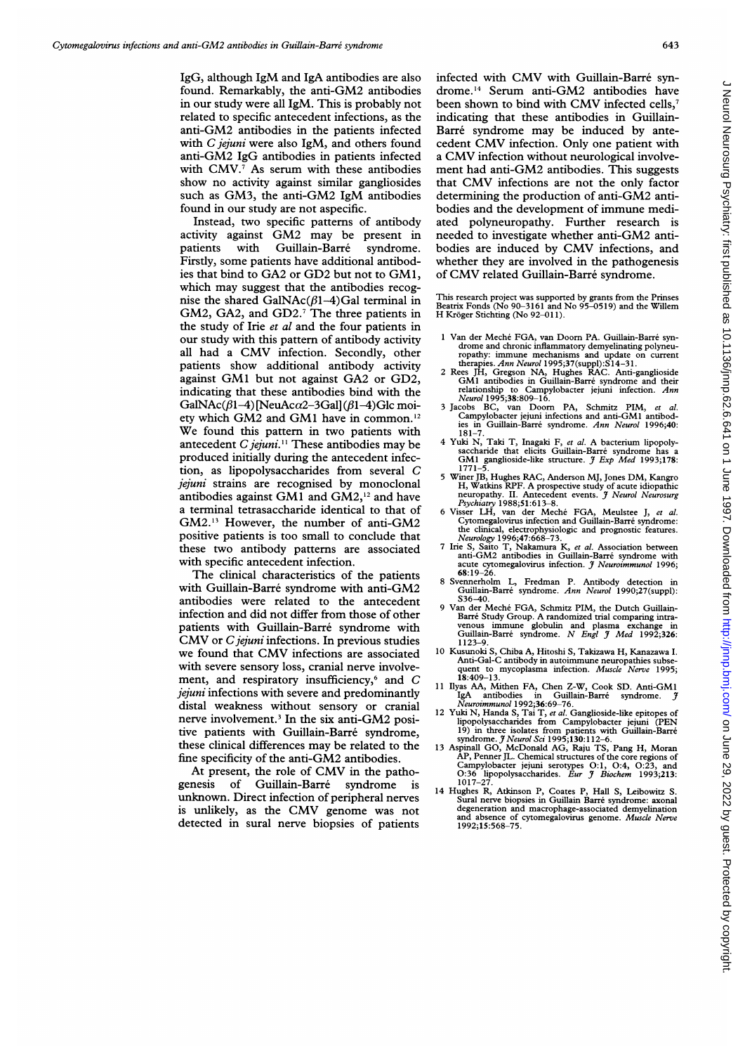IgG, although IgM and IgA antibodies are also found. Remarkably, the anti-GM2 antibodies in our study were all IgM. This is probably not related to specific antecedent infections, as the anti-GM2 antibodies in the patients infected with *C jejuni* were also IgM, and others found anti-GM2 IgG antibodies in patients infected with CMV.[7] As serum with these antibodies show no activity against similar gangliosides such as GM3, the anti-GM2 IgM antibodies found in our study are not aspecific.

Instead, two specific patterns of antibody activity against GM2 may be present in patients with Guillain-Barré syndrome. Firstly, some patients have additional antibodies that bind to GA2 or GD2 but not to GM1, which may suggest that the antibodies recognise the shared GalNAc($\beta$1–4)Gal terminal in GM2, GA2, and GD2.[7] The three patients in the study of Irie *et al* and the four patients in our study with this pattern of antibody activity all had a CMV infection. Secondly, other patients show additional antibody activity against GM1 but not against GA2 or GD2, indicating that these antibodies bind with the GalNAc($\beta$1–4)[NeuAc$\alpha$2–3Gal]($\beta$1–4)Glc moiety which GM2 and GM1 have in common.[12] We found this pattern in two patients with antecedent *C jejuni*.[11] These antibodies may be produced initially during the antecedent infection, as lipopolysaccharides from several *C jejuni* strains are recognised by monoclonal antibodies against GM1 and GM2,[12] and have a terminal tetrasaccharide identical to that of GM2.[13] However, the number of anti-GM2 positive patients is too small to conclude that these two antibody patterns are associated with specific antecedent infection.

The clinical characteristics of the patients with Guillain-Barré syndrome with anti-GM2 antibodies were related to the antecedent infection and did not differ from those of other patients with Guillain-Barré syndrome with CMV or *C jejuni* infections. In previous studies we found that CMV infections are associated with severe sensory loss, cranial nerve involvement, and respiratory insufficiency,[6] and *C jejuni* infections with severe and predominantly distal weakness without sensory or cranial nerve involvement.[3] In the six anti-GM2 positive patients with Guillain-Barré syndrome, these clinical differences may be related to the fine specificity of the anti-GM2 antibodies.

At present, the role of CMV in the pathogenesis of Guillain-Barré syndrome is unknown. Direct infection of peripheral nerves is unlikely, as the CMV genome was not detected in sural nerve biopsies of patients infected with CMV with Guillain-Barré syndrome.[14] Serum anti-GM2 antibodies have been shown to bind with CMV infected cells,[7] indicating that these antibodies in Guillain-Barré syndrome may be induced by antecedent CMV infection. Only one patient with a CMV infection without neurological involvement had anti-GM2 antibodies. This suggests that CMV infections are not the only factor determining the production of anti-GM2 antibodies and the development of immune mediated polyneuropathy. Further research is needed to investigate whether anti-GM2 antibodies are induced by CMV infections, and whether they are involved in the pathogenesis of CMV related Guillain-Barré syndrome.

This research project was supported by grants from the Prinses Beatrix Fonds (No 90–3161 and No 95–0519) and the Willem H Kröger Stichting (No 92–011).

1 Van der Meché FGA, van Doorn PA. Guillain-Barré syndrome and chronic inflammatory demyelinating polyneuropathy: immune mechanisms and update on current therapies. *Ann Neurol* 1995;**37**(suppl):S14–31.
2 Rees JH, Gregson NA, Hughes RAC. Anti-ganglioside GM1 antibodies in Guillain-Barré syndrome and their relationship to Campylobacter jejuni infection. *Ann Neurol* 1995;**38**:809–16.
3 Jacobs BC, van Doorn PA, Schmitz PIM, *et al.* Campylobacter jejuni infections and anti-GM1 antibodies in Guillain-Barré syndrome. *Ann Neurol* 1996;**40**: 181–7.
4 Yuki N, Taki T, Inagaki F, *et al.* A bacterium lipopolysaccharide that elicits Guillain-Barré syndrome has a GM1 ganglioside-like structure. *J Exp Med* 1993;**178**: 1771–5.
5 Winer JB, Hughes RAC, Anderson MJ, Jones DM, Kangro H, Watkins RPF. A prospective study of acute idiopathic neuropathy. II. Antecedent events. *J Neurol Neurosurg Psychiatry* 1988;**51**:613–8.
6 Visser LH, van der Meché FGA, Meulstee J, *et al.* Cytomegalovirus infection and Guillain-Barré syndrome: the clinical, electrophysiologic and prognostic features. *Neurology* 1996;**47**:668–73.
7 Irie S, Saito T, Nakamura K, *et al.* Association between anti-GM2 antibodies in Guillain-Barré syndrome with acute cytomegalovirus infection. *J Neuroimmunol* 1996; **68**:19–26.
8 Svennerholm L, Fredman P. Antibody detection in Guillain-Barré syndrome. *Ann Neurol* 1990;**27**(suppl): S36–40.
9 Van der Meché FGA, Schmitz PIM, the Dutch Guillain-Barré Study Group. A randomized trial comparing intravenous immune globulin and plasma exchange in Guillain-Barré syndrome. *N Engl J Med* 1992;**326**: 1123–9.
10 Kusunoki S, Chiba A, Hitoshi S, Takizawa H, Kanazawa I. Anti-Gal-C antibody in autoimmune neuropathies subsequent to mycoplasma infection. *Muscle Nerve* 1995; **18**:409–13.
11 Ilyas AA, Mithen FA, Chen Z-W, Cook SD. Anti-GM1 IgA antibodies in Guillain-Barré syndrome. *J Neuroimmunol* 1992;**36**:69–76.
12 Yuki N, Handa S, Tai T, *et al.* Ganglioside-like epitopes of lipopolysaccharides from Campylobacter jejuni (PEN 19) in three isolates from patients with Guillain-Barré syndrome. *J Neurol Sci* 1995;**130**:112–6.
13 Aspinall GO, McDonald AG, Raju TS, Pang H, Moran AP, Penner JL. Chemical structures of the core regions of Campylobacter jejuni serotypes O:1, O:4, O:23, and O:36 lipopolysaccharides. *Eur J Biochem* 1993;**213**: 1017–27.
14 Hughes R, Atkinson P, Coates P, Hall S, Leibowitz S. Sural nerve biopsies in Guillain Barré syndrome: axonal degeneration and macrophage-associated demyelination and absence of cytomegalovirus genome. *Muscle Nerve* 1992;**15**:568–75.